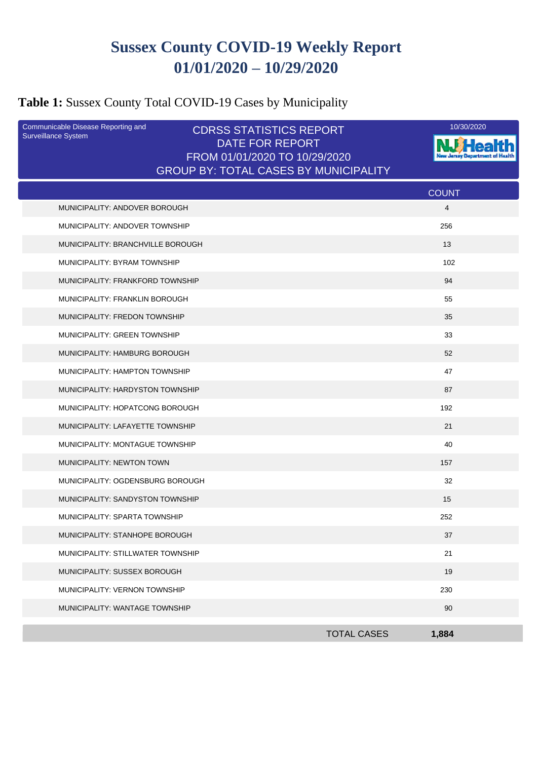# Sussex County COVID-19 Weekly Report
# 01/01/2020 – 10/29/2020

**Table 1:** Sussex County Total COVID-19 Cases by Municipality

Communicable Disease Reporting and Surveillance System

CDRSS STATISTICS REPORT
DATE FOR REPORT
FROM 01/01/2020 TO 10/29/2020
GROUP BY: TOTAL CASES BY MUNICIPALITY

10/30/2020

| | COUNT |
|---|---|
| MUNICIPALITY: ANDOVER BOROUGH | 4 |
| MUNICIPALITY: ANDOVER TOWNSHIP | 256 |
| MUNICIPALITY: BRANCHVILLE BOROUGH | 13 |
| MUNICIPALITY: BYRAM TOWNSHIP | 102 |
| MUNICIPALITY: FRANKFORD TOWNSHIP | 94 |
| MUNICIPALITY: FRANKLIN BOROUGH | 55 |
| MUNICIPALITY: FREDON TOWNSHIP | 35 |
| MUNICIPALITY: GREEN TOWNSHIP | 33 |
| MUNICIPALITY: HAMBURG BOROUGH | 52 |
| MUNICIPALITY: HAMPTON TOWNSHIP | 47 |
| MUNICIPALITY: HARDYSTON TOWNSHIP | 87 |
| MUNICIPALITY: HOPATCONG BOROUGH | 192 |
| MUNICIPALITY: LAFAYETTE TOWNSHIP | 21 |
| MUNICIPALITY: MONTAGUE TOWNSHIP | 40 |
| MUNICIPALITY: NEWTON TOWN | 157 |
| MUNICIPALITY: OGDENSBURG BOROUGH | 32 |
| MUNICIPALITY: SANDYSTON TOWNSHIP | 15 |
| MUNICIPALITY: SPARTA TOWNSHIP | 252 |
| MUNICIPALITY: STANHOPE BOROUGH | 37 |
| MUNICIPALITY: STILLWATER TOWNSHIP | 21 |
| MUNICIPALITY: SUSSEX BOROUGH | 19 |
| MUNICIPALITY: VERNON TOWNSHIP | 230 |
| MUNICIPALITY: WANTAGE TOWNSHIP | 90 |
| TOTAL CASES | **1,884** |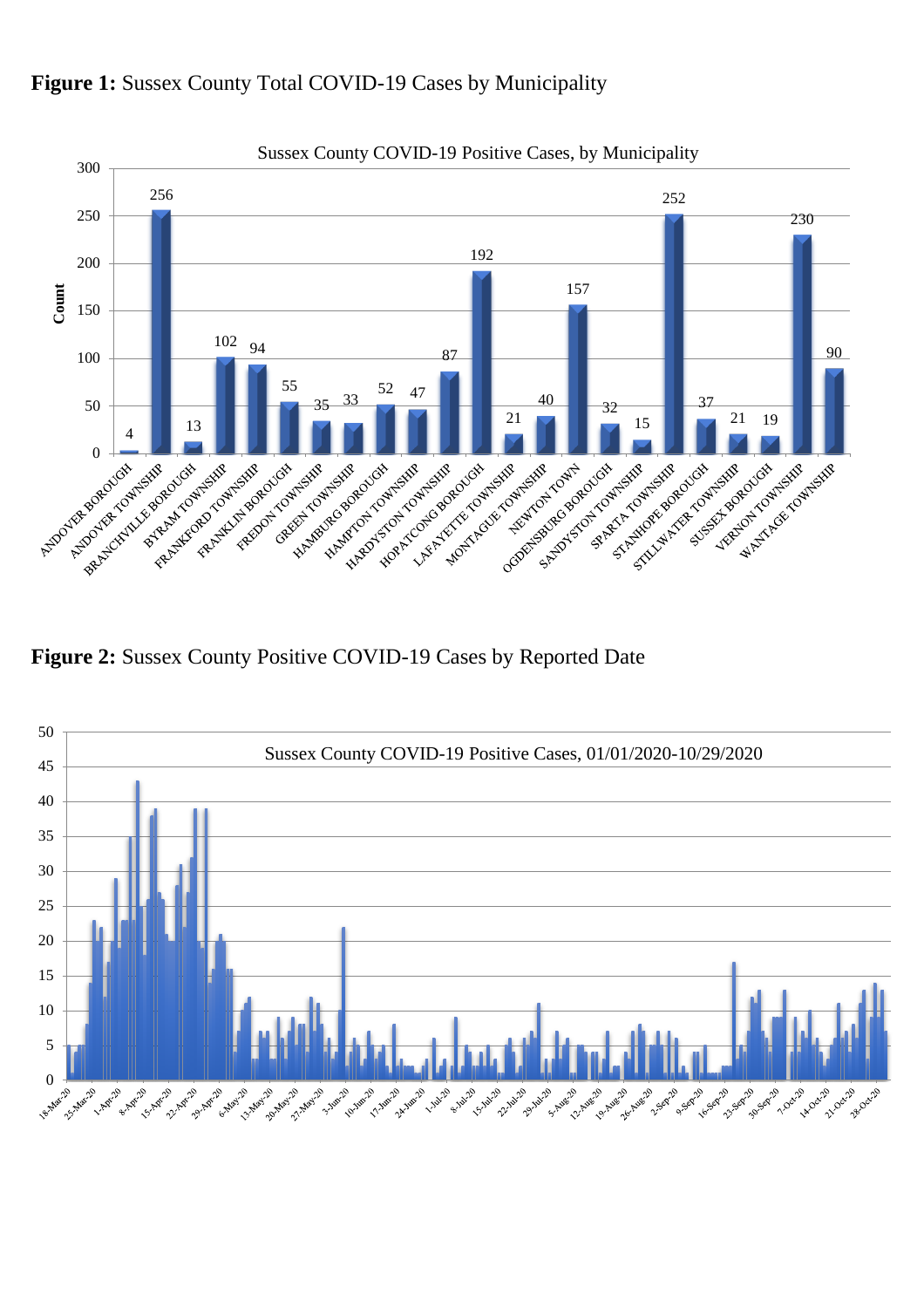**Figure 1:** Sussex County Total COVID-19 Cases by Municipality

Sussex County COVID-19 Positive Cases, by Municipality

| Municipality | Count |
|---|---|
| ANDOVER BOROUGH | 4 |
| ANDOVER TOWNSHIP | 256 |
| BRANCHVILLE BOROUGH | 13 |
| BYRAM TOWNSHIP | 102 |
| FRANKFORD TOWNSHIP | 94 |
| FRANKLIN BOROUGH | 55 |
| FREDON TOWNSHIP | 35 |
| GREEN TOWNSHIP | 33 |
| HAMBURG BOROUGH | 52 |
| HAMPTON TOWNSHIP | 47 |
| HARDYSTON TOWNSHIP | 87 |
| HOPATCONG BOROUGH | 192 |
| LAFAYETTE TOWNSHIP | 21 |
| MONTAGUE TOWNSHIP | 40 |
| NEWTON TOWN | 157 |
| OGDENSBURG BOROUGH | 32 |
| SANDYSTON TOWNSHIP | 15 |
| SPARTA TOWNSHIP | 252 |
| STANHOPE BOROUGH | 37 |
| STILLWATER TOWNSHIP | 21 |
| SUSSEX BOROUGH | 19 |
| VERNON TOWNSHIP | 230 |
| WANTAGE TOWNSHIP | 90 |

**Figure 2:** Sussex County Positive COVID-19 Cases by Reported Date

Sussex County COVID-19 Positive Cases, 01/01/2020-10/29/2020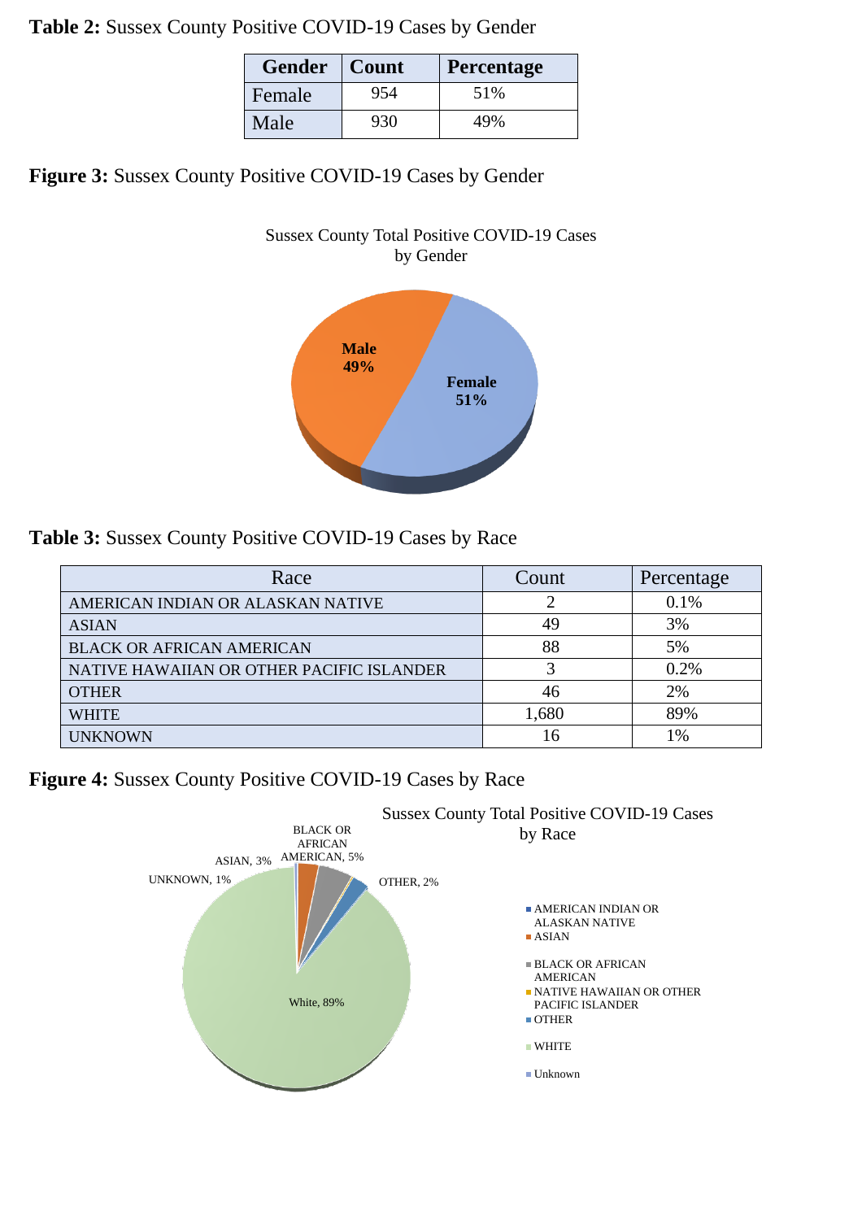**Table 2:** Sussex County Positive COVID-19 Cases by Gender

| Gender | Count | Percentage |
|---|---|---|
| Female | 954 | 51% |
| Male | 930 | 49% |

**Figure 3:** Sussex County Positive COVID-19 Cases by Gender

Sussex County Total Positive COVID-19 Cases by Gender

Male 49%

Female 51%

**Table 3:** Sussex County Positive COVID-19 Cases by Race

| Race | Count | Percentage |
|---|---|---|
| AMERICAN INDIAN OR ALASKAN NATIVE | 2 | 0.1% |
| ASIAN | 49 | 3% |
| BLACK OR AFRICAN AMERICAN | 88 | 5% |
| NATIVE HAWAIIAN OR OTHER PACIFIC ISLANDER | 3 | 0.2% |
| OTHER | 46 | 2% |
| WHITE | 1,680 | 89% |
| UNKNOWN | 16 | 1% |

**Figure 4:** Sussex County Positive COVID-19 Cases by Race

Sussex County Total Positive COVID-19 Cases by Race

BLACK OR AFRICAN AMERICAN, 5%

ASIAN, 3%

UNKNOWN, 1%

OTHER, 2%

White, 89%

- AMERICAN INDIAN OR ALASKAN NATIVE
- ASIAN
- BLACK OR AFRICAN AMERICAN
- NATIVE HAWAIIAN OR OTHER PACIFIC ISLANDER
- OTHER
- WHITE
- Unknown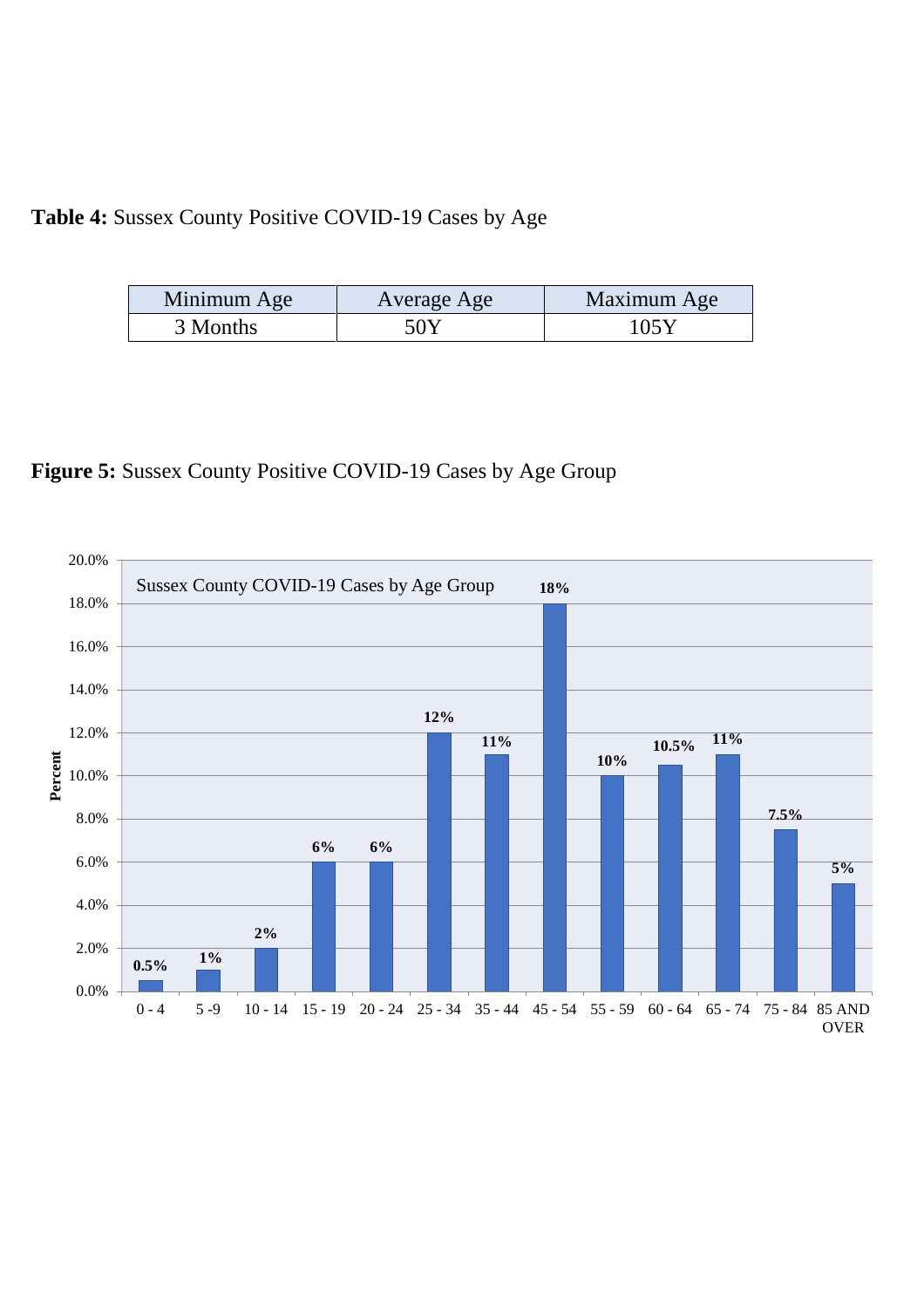**Table 4:** Sussex County Positive COVID-19 Cases by Age

| Minimum Age | Average Age | Maximum Age |
|---|---|---|
| 3 Months | 50Y | 105Y |

**Figure 5:** Sussex County Positive COVID-19 Cases by Age Group

Sussex County COVID-19 Cases by Age Group

| Age Group | Percent |
|---|---|
| 0 - 4 | 0.5% |
| 5 -9 | 1% |
| 10 - 14 | 2% |
| 15 - 19 | 6% |
| 20 - 24 | 6% |
| 25 - 34 | 12% |
| 35 - 44 | 11% |
| 45 - 54 | 18% |
| 55 - 59 | 10% |
| 60 - 64 | 10.5% |
| 65 - 74 | 11% |
| 75 - 84 | 7.5% |
| 85 AND OVER | 5% |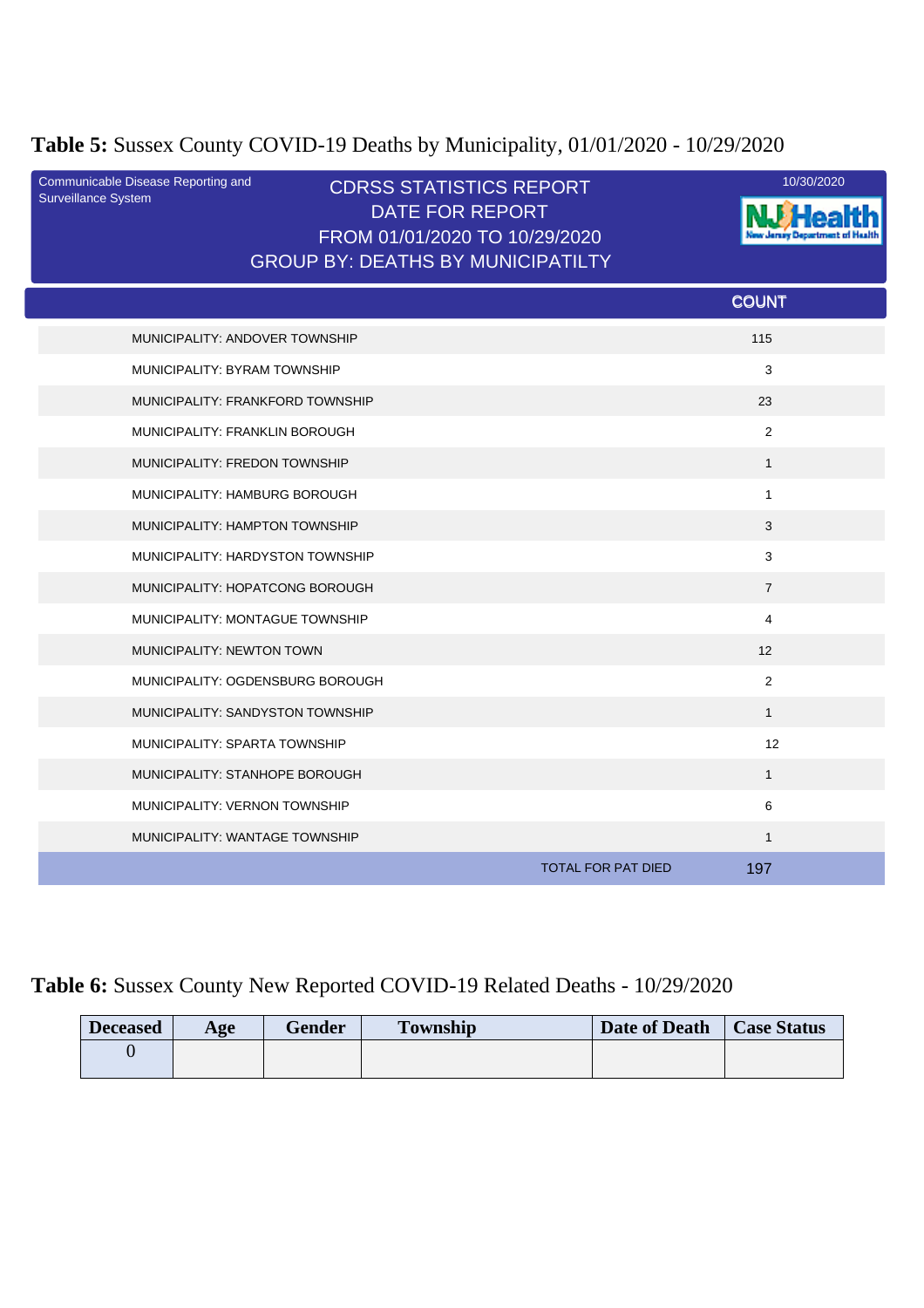**Table 5:** Sussex County COVID-19 Deaths by Municipality, 01/01/2020 - 10/29/2020

Communicable Disease Reporting and Surveillance System

CDRSS STATISTICS REPORT
DATE FOR REPORT
FROM 01/01/2020 TO 10/29/2020
GROUP BY: DEATHS BY MUNICIPATILTY

10/30/2020

| | COUNT |
|---|---|
| MUNICIPALITY: ANDOVER TOWNSHIP | 115 |
| MUNICIPALITY: BYRAM TOWNSHIP | 3 |
| MUNICIPALITY: FRANKFORD TOWNSHIP | 23 |
| MUNICIPALITY: FRANKLIN BOROUGH | 2 |
| MUNICIPALITY: FREDON TOWNSHIP | 1 |
| MUNICIPALITY: HAMBURG BOROUGH | 1 |
| MUNICIPALITY: HAMPTON TOWNSHIP | 3 |
| MUNICIPALITY: HARDYSTON TOWNSHIP | 3 |
| MUNICIPALITY: HOPATCONG BOROUGH | 7 |
| MUNICIPALITY: MONTAGUE TOWNSHIP | 4 |
| MUNICIPALITY: NEWTON TOWN | 12 |
| MUNICIPALITY: OGDENSBURG BOROUGH | 2 |
| MUNICIPALITY: SANDYSTON TOWNSHIP | 1 |
| MUNICIPALITY: SPARTA TOWNSHIP | 12 |
| MUNICIPALITY: STANHOPE BOROUGH | 1 |
| MUNICIPALITY: VERNON TOWNSHIP | 6 |
| MUNICIPALITY: WANTAGE TOWNSHIP | 1 |
| TOTAL FOR PAT DIED | 197 |

**Table 6:** Sussex County New Reported COVID-19 Related Deaths - 10/29/2020

| Deceased | Age | Gender | Township | Date of Death | Case Status |
|---|---|---|---|---|---|
| 0 | | | | | |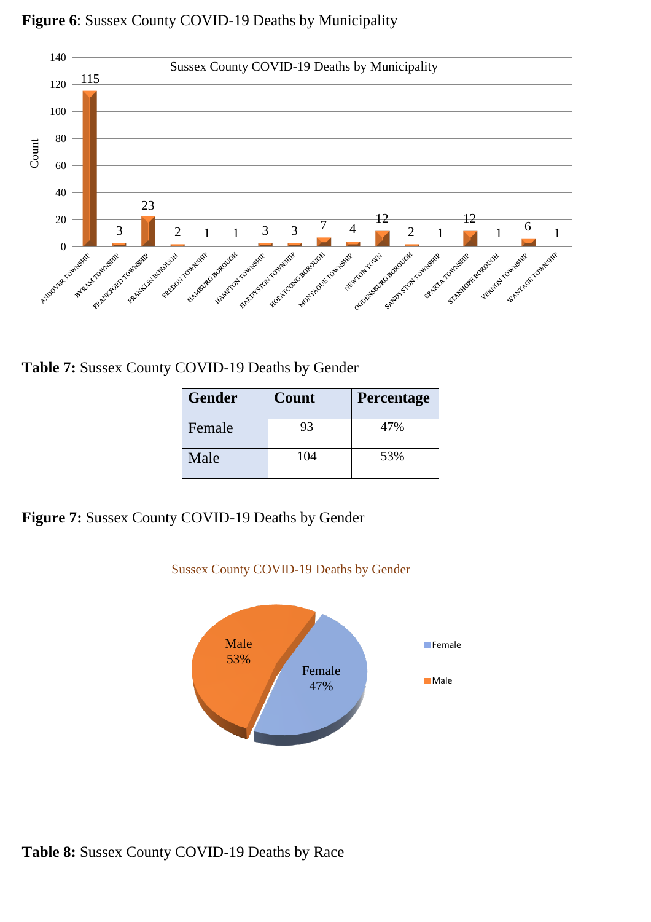**Figure 6**: Sussex County COVID-19 Deaths by Municipality

**Table 7:** Sussex County COVID-19 Deaths by Gender

| Gender | Count | Percentage |
|---|---|---|
| Female | 93 | 47% |
| Male | 104 | 53% |

**Figure 7:** Sussex County COVID-19 Deaths by Gender

**Table 8:** Sussex County COVID-19 Deaths by Race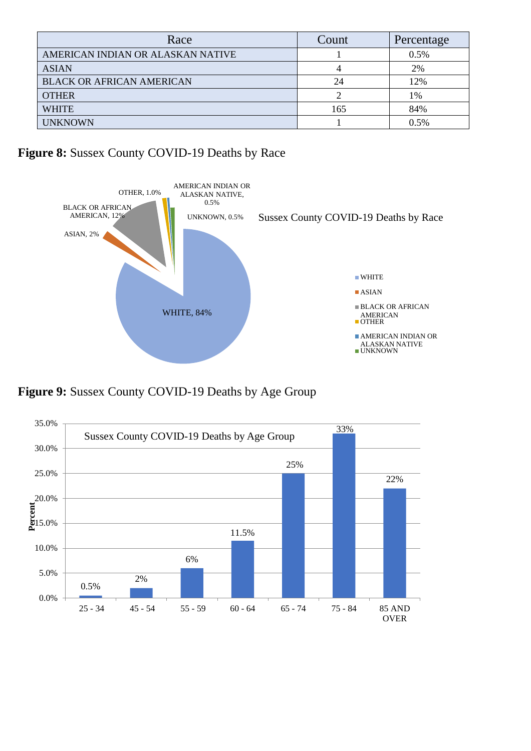| Race | Count | Percentage |
|---|---|---|
| AMERICAN INDIAN OR ALASKAN NATIVE | 1 | 0.5% |
| ASIAN | 4 | 2% |
| BLACK OR AFRICAN AMERICAN | 24 | 12% |
| OTHER | 2 | 1% |
| WHITE | 165 | 84% |
| UNKNOWN | 1 | 0.5% |

**Figure 8:** Sussex County COVID-19 Deaths by Race

Sussex County COVID-19 Deaths by Race

| Race | Percentage |
|---|---|
| WHITE | 84% |
| ASIAN | 2% |
| BLACK OR AFRICAN AMERICAN | 12% |
| OTHER | 1.0% |
| AMERICAN INDIAN OR ALASKAN NATIVE | 0.5% |
| UNKNOWN | 0.5% |

**Figure 9:** Sussex County COVID-19 Deaths by Age Group

Sussex County COVID-19 Deaths by Age Group

| Age Group | Percent |
|---|---|
| 25 - 34 | 0.5% |
| 45 - 54 | 2% |
| 55 - 59 | 6% |
| 60 - 64 | 11.5% |
| 65 - 74 | 25% |
| 75 - 84 | 33% |
| 85 AND OVER | 22% |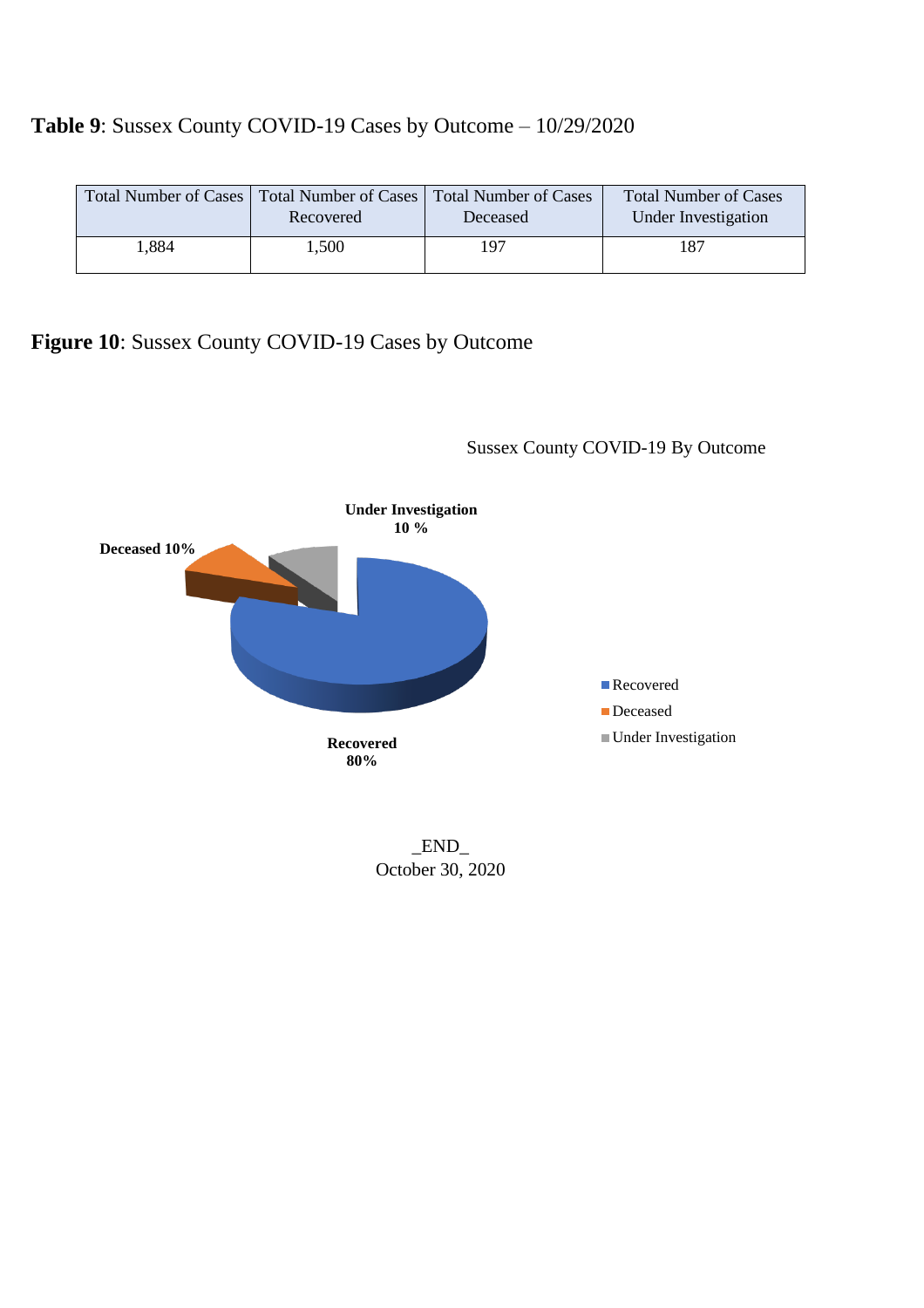**Table 9**: Sussex County COVID-19 Cases by Outcome – 10/29/2020

| Total Number of Cases | Total Number of Cases Recovered | Total Number of Cases Deceased | Total Number of Cases Under Investigation |
|---|---|---|---|
| 1,884 | 1,500 | 197 | 187 |

**Figure 10**: Sussex County COVID-19 Cases by Outcome

Sussex County COVID-19 By Outcome

Under Investigation 10 %

Deceased 10%

Recovered 80%

Recovered

Deceased

Under Investigation

_END_
October 30, 2020